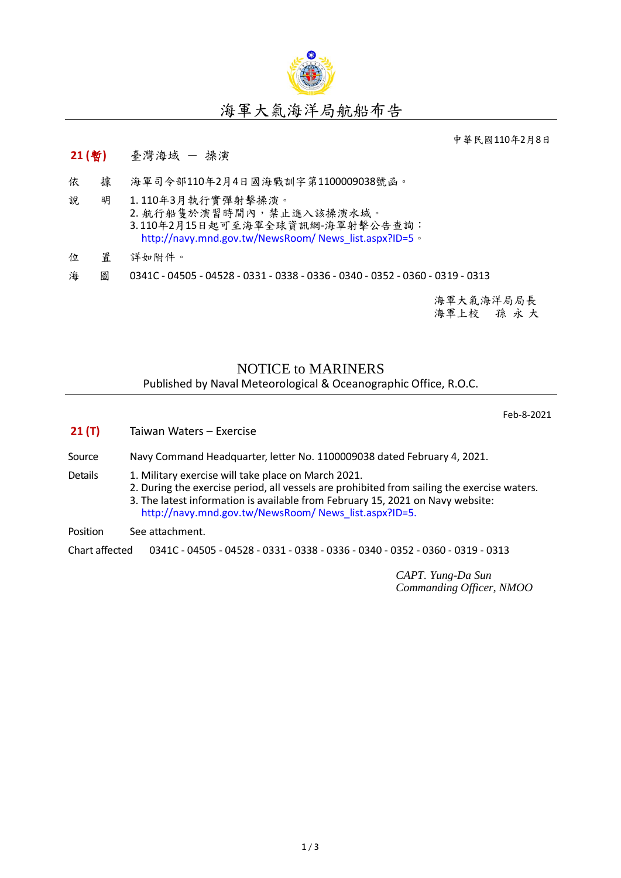# 海軍大氣海洋局航船布告

中華民國110年2月8日

**21 (暫)**　臺灣海域 － 操演

依　　據　海軍司令部110年2月4日國海戰訓字第1100009038號函。

說　　明　1. 110年3月執行實彈射擊操演。
2. 航行船隻於演習時間內，禁止進入該操演水域。
3. 110年2月15日起可至海軍全球資訊網-海軍射擊公告查詢：
http://navy.mnd.gov.tw/NewsRoom/ News_list.aspx?ID=5 。

位　　置　詳如附件。

海　　圖　0341C - 04505 - 04528 - 0331 - 0338 - 0336 - 0340 - 0352 - 0360 - 0319 - 0313

海軍大氣海洋局局長
海軍上校　孫 永 大

# NOTICE to MARINERS

Published by Naval Meteorological & Oceanographic Office, R.O.C.

Feb-8-2021

**21 (T)**　Taiwan Waters – Exercise

Source　Navy Command Headquarter, letter No. 1100009038 dated February 4, 2021.

Details
1. Military exercise will take place on March 2021.
2. During the exercise period, all vessels are prohibited from sailing the exercise waters.
3. The latest information is available from February 15, 2021 on Navy website:
http://navy.mnd.gov.tw/NewsRoom/ News_list.aspx?ID=5.

Position　See attachment.

Chart affected　0341C - 04505 - 04528 - 0331 - 0338 - 0336 - 0340 - 0352 - 0360 - 0319 - 0313

*CAPT. Yung-Da Sun*
*Commanding Officer, NMOO*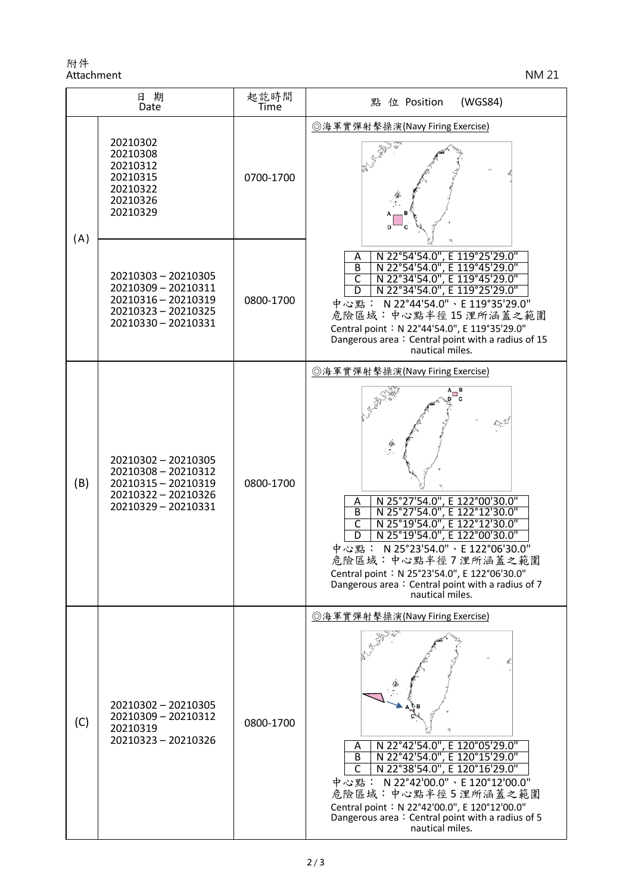附件
Attachment

NM 21

| 日期 Date | | 起訖時間 Time | 點位 Position (WGS84) |
|---|---|---|---|
| (A) | 20210302<br>20210308<br>20210312<br>20210315<br>20210322<br>20210326<br>20210329 | 0700-1700 | ◎海軍實彈射擊操演(Navy Firing Exercise)<br>A: N 22°54'54.0", E 119°25'29.0"<br>B: N 22°54'54.0", E 119°45'29.0"<br>C: N 22°34'54.0", E 119°45'29.0"<br>D: N 22°34'54.0", E 119°25'29.0"<br>中心點： N 22°44'54.0"、E 119°35'29.0"<br>危險區域：中心點半徑 15 浬所涵蓋之範圍<br>Central point：N 22°44'54.0", E 119°35'29.0"<br>Dangerous area：Central point with a radius of 15 nautical miles. |
| | 20210303 – 20210305<br>20210309 – 20210311<br>20210316 – 20210319<br>20210323 – 20210325<br>20210330 – 20210331 | 0800-1700 | |
| (B) | 20210302 – 20210305<br>20210308 – 20210312<br>20210315 – 20210319<br>20210322 – 20210326<br>20210329 – 20210331 | 0800-1700 | ◎海軍實彈射擊操演(Navy Firing Exercise)<br>A: N 25°27'54.0", E 122°00'30.0"<br>B: N 25°27'54.0", E 122°12'30.0"<br>C: N 25°19'54.0", E 122°12'30.0"<br>D: N 25°19'54.0", E 122°00'30.0"<br>中心點： N 25°23'54.0"、E 122°06'30.0"<br>危險區域：中心點半徑 7 浬所涵蓋之範圍<br>Central point：N 25°23'54.0", E 122°06'30.0"<br>Dangerous area：Central point with a radius of 7 nautical miles. |
| (C) | 20210302 – 20210305<br>20210309 – 20210312<br>20210319<br>20210323 – 20210326 | 0800-1700 | ◎海軍實彈射擊操演(Navy Firing Exercise)<br>A: N 22°42'54.0", E 120°05'29.0"<br>B: N 22°42'54.0", E 120°15'29.0"<br>C: N 22°38'54.0", E 120°16'29.0"<br>中心點： N 22°42'00.0"、E 120°12'00.0"<br>危險區域：中心點半徑 5 浬所涵蓋之範圍<br>Central point：N 22°42'00.0", E 120°12'00.0"<br>Dangerous area：Central point with a radius of 5 nautical miles. |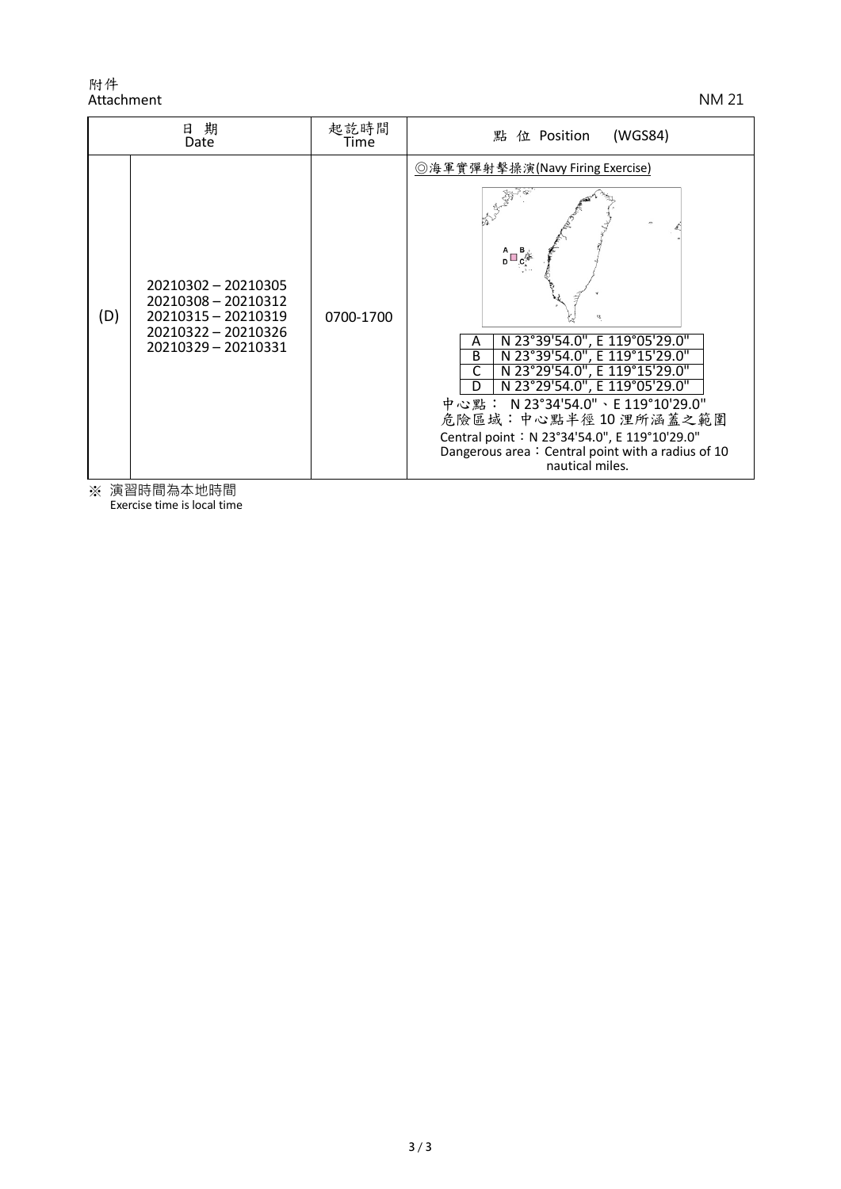附件
Attachment

NM 21

| 日 期 Date | | 起訖時間 Time | 點 位 Position (WGS84) |
|---|---|---|---|
| (D) | 20210302 – 20210305<br>20210308 – 20210312<br>20210315 – 20210319<br>20210322 – 20210326<br>20210329 – 20210331 | 0700-1700 | ◎海軍實彈射擊操演(Navy Firing Exercise)<br>A N 23°39'54.0", E 119°05'29.0"<br>B N 23°39'54.0", E 119°15'29.0"<br>C N 23°29'54.0", E 119°15'29.0"<br>D N 23°29'54.0", E 119°05'29.0"<br>中心點： N 23°34'54.0"、E 119°10'29.0"<br>危險區域：中心點半徑 10 浬所涵蓋之範圍<br>Central point：N 23°34'54.0", E 119°10'29.0"<br>Dangerous area：Central point with a radius of 10 nautical miles. |

※ 演習時間為本地時間
Exercise time is local time